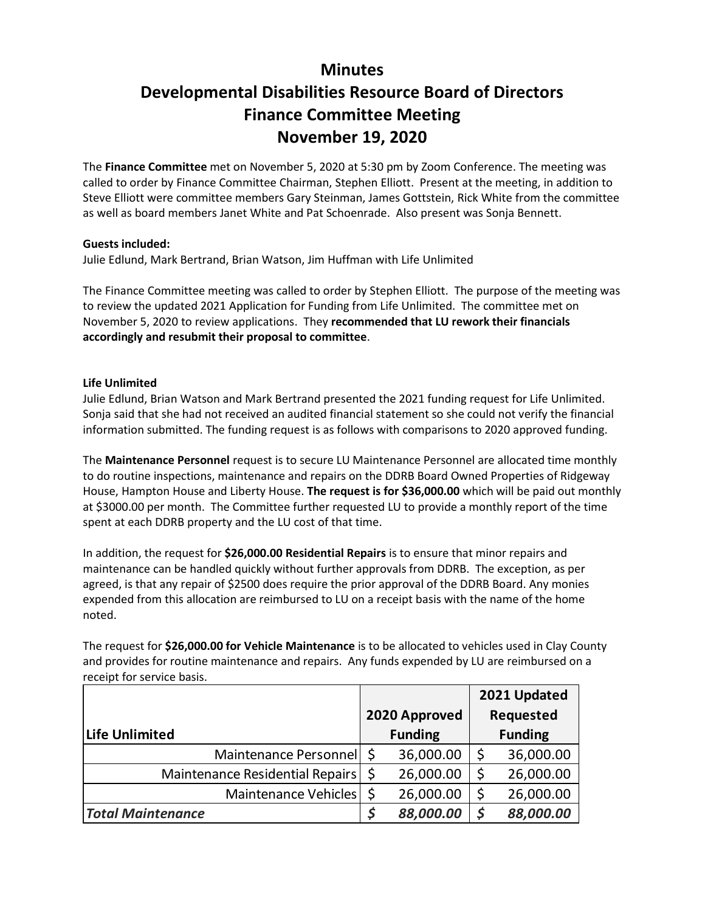# Minutes
# Developmental Disabilities Resource Board of Directors
# Finance Committee Meeting
# November 19, 2020

The **Finance Committee** met on November 5, 2020 at 5:30 pm by Zoom Conference. The meeting was called to order by Finance Committee Chairman, Stephen Elliott. Present at the meeting, in addition to Steve Elliott were committee members Gary Steinman, James Gottstein, Rick White from the committee as well as board members Janet White and Pat Schoenrade. Also present was Sonja Bennett.

**Guests included:**
Julie Edlund, Mark Bertrand, Brian Watson, Jim Huffman with Life Unlimited

The Finance Committee meeting was called to order by Stephen Elliott. The purpose of the meeting was to review the updated 2021 Application for Funding from Life Unlimited. The committee met on November 5, 2020 to review applications. They **recommended that LU rework their financials accordingly and resubmit their proposal to committee**.

**Life Unlimited**
Julie Edlund, Brian Watson and Mark Bertrand presented the 2021 funding request for Life Unlimited. Sonja said that she had not received an audited financial statement so she could not verify the financial information submitted. The funding request is as follows with comparisons to 2020 approved funding.

The **Maintenance Personnel** request is to secure LU Maintenance Personnel are allocated time monthly to do routine inspections, maintenance and repairs on the DDRB Board Owned Properties of Ridgeway House, Hampton House and Liberty House. **The request is for $36,000.00** which will be paid out monthly at $3000.00 per month. The Committee further requested LU to provide a monthly report of the time spent at each DDRB property and the LU cost of that time.

In addition, the request for **$26,000.00 Residential Repairs** is to ensure that minor repairs and maintenance can be handled quickly without further approvals from DDRB. The exception, as per agreed, is that any repair of $2500 does require the prior approval of the DDRB Board. Any monies expended from this allocation are reimbursed to LU on a receipt basis with the name of the home noted.

The request for **$26,000.00 for Vehicle Maintenance** is to be allocated to vehicles used in Clay County and provides for routine maintenance and repairs. Any funds expended by LU are reimbursed on a receipt for service basis.

| Life Unlimited | 2020 Approved Funding | 2021 Updated Requested Funding |
|---|---|---|
| Maintenance Personnel | $ 36,000.00 | $ 36,000.00 |
| Maintenance Residential Repairs | $ 26,000.00 | $ 26,000.00 |
| Maintenance Vehicles | $ 26,000.00 | $ 26,000.00 |
| ***Total Maintenance*** | ***$ 88,000.00*** | ***$ 88,000.00*** |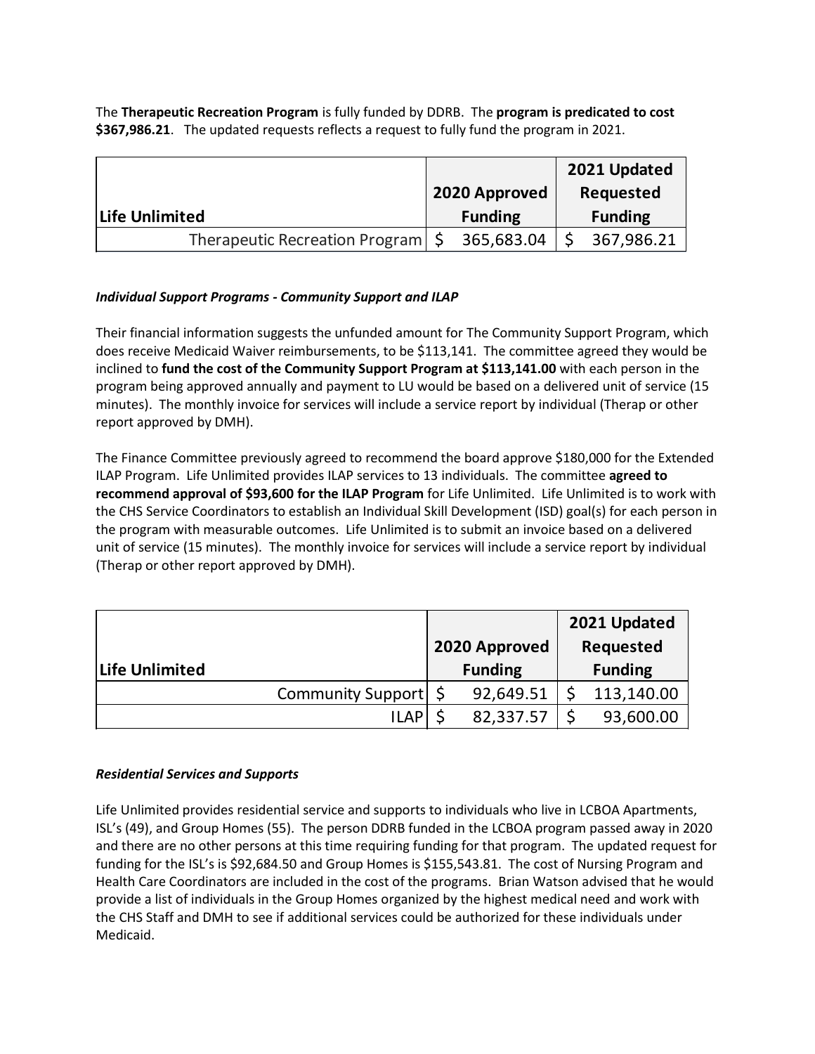The **Therapeutic Recreation Program** is fully funded by DDRB. The **program is predicated to cost $367,986.21**. The updated requests reflects a request to fully fund the program in 2021.

| Life Unlimited | 2020 Approved Funding | 2021 Updated Requested Funding |
|---|---|---|
| Therapeutic Recreation Program | $ 365,683.04 | $ 367,986.21 |

***Individual Support Programs - Community Support and ILAP***

Their financial information suggests the unfunded amount for The Community Support Program, which does receive Medicaid Waiver reimbursements, to be $113,141. The committee agreed they would be inclined to **fund the cost of the Community Support Program at $113,141.00** with each person in the program being approved annually and payment to LU would be based on a delivered unit of service (15 minutes). The monthly invoice for services will include a service report by individual (Therap or other report approved by DMH).

The Finance Committee previously agreed to recommend the board approve $180,000 for the Extended ILAP Program. Life Unlimited provides ILAP services to 13 individuals. The committee **agreed to recommend approval of $93,600 for the ILAP Program** for Life Unlimited. Life Unlimited is to work with the CHS Service Coordinators to establish an Individual Skill Development (ISD) goal(s) for each person in the program with measurable outcomes. Life Unlimited is to submit an invoice based on a delivered unit of service (15 minutes). The monthly invoice for services will include a service report by individual (Therap or other report approved by DMH).

| Life Unlimited | 2020 Approved Funding | 2021 Updated Requested Funding |
|---|---|---|
| Community Support | $ 92,649.51 | $ 113,140.00 |
| ILAP | $ 82,337.57 | $ 93,600.00 |

***Residential Services and Supports***

Life Unlimited provides residential service and supports to individuals who live in LCBOA Apartments, ISL's (49), and Group Homes (55). The person DDRB funded in the LCBOA program passed away in 2020 and there are no other persons at this time requiring funding for that program. The updated request for funding for the ISL's is $92,684.50 and Group Homes is $155,543.81. The cost of Nursing Program and Health Care Coordinators are included in the cost of the programs. Brian Watson advised that he would provide a list of individuals in the Group Homes organized by the highest medical need and work with the CHS Staff and DMH to see if additional services could be authorized for these individuals under Medicaid.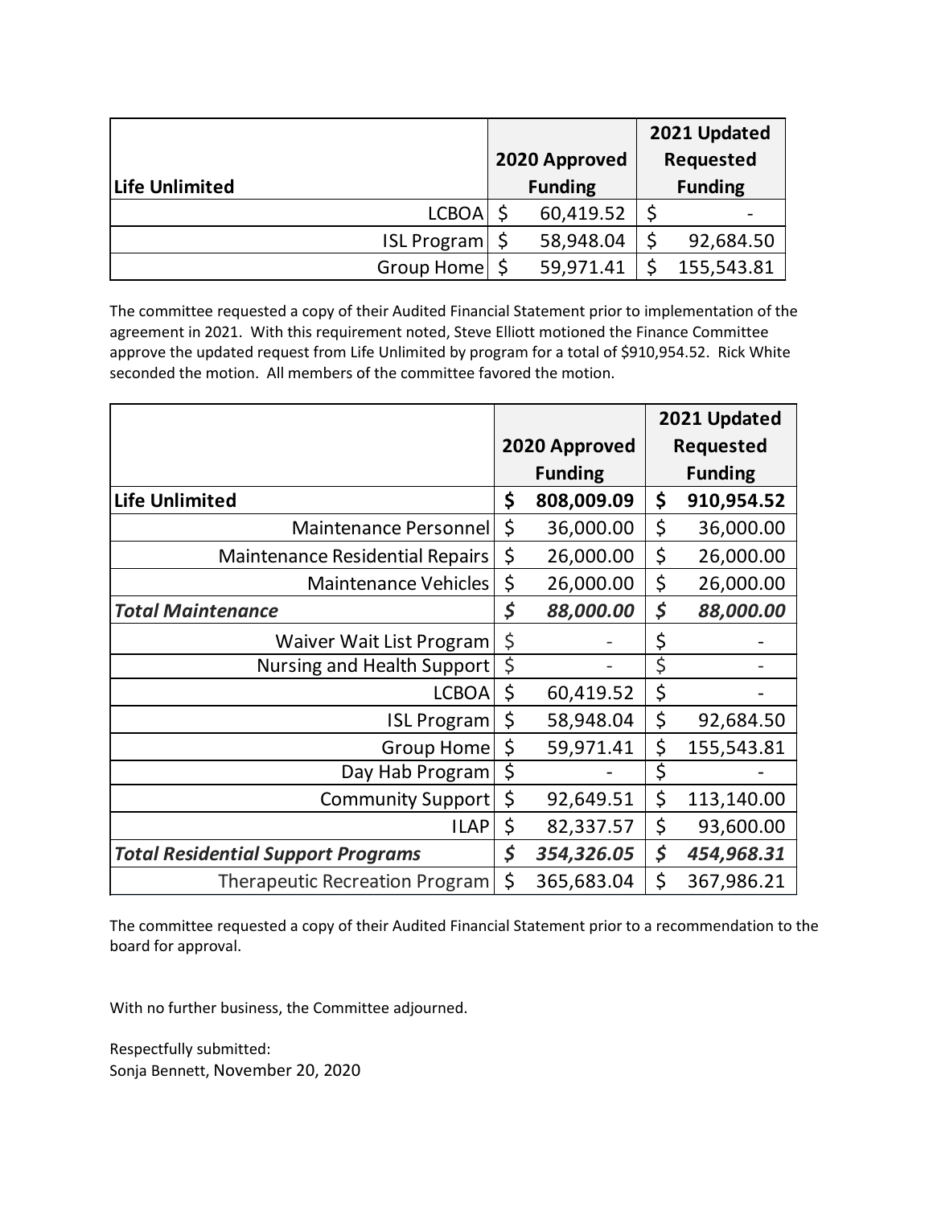| Life Unlimited | 2020 Approved Funding | 2021 Updated Requested Funding |
|---|---|---|
| LCBOA | $ 60,419.52 | $ - |
| ISL Program | $ 58,948.04 | $ 92,684.50 |
| Group Home | $ 59,971.41 | $ 155,543.81 |

The committee requested a copy of their Audited Financial Statement prior to implementation of the agreement in 2021. With this requirement noted, Steve Elliott motioned the Finance Committee approve the updated request from Life Unlimited by program for a total of $910,954.52. Rick White seconded the motion. All members of the committee favored the motion.

| | 2020 Approved Funding | 2021 Updated Requested Funding |
|---|---|---|
| **Life Unlimited** | **$ 808,009.09** | **$ 910,954.52** |
| Maintenance Personnel | $ 36,000.00 | $ 36,000.00 |
| Maintenance Residential Repairs | $ 26,000.00 | $ 26,000.00 |
| Maintenance Vehicles | $ 26,000.00 | $ 26,000.00 |
| ***Total Maintenance*** | ***$ 88,000.00*** | ***$ 88,000.00*** |
| Waiver Wait List Program | $ - | $ - |
| Nursing and Health Support | $ - | $ - |
| LCBOA | $ 60,419.52 | $ - |
| ISL Program | $ 58,948.04 | $ 92,684.50 |
| Group Home | $ 59,971.41 | $ 155,543.81 |
| Day Hab Program | $ - | $ - |
| Community Support | $ 92,649.51 | $ 113,140.00 |
| ILAP | $ 82,337.57 | $ 93,600.00 |
| ***Total Residential Support Programs*** | ***$ 354,326.05*** | ***$ 454,968.31*** |
| Therapeutic Recreation Program | $ 365,683.04 | $ 367,986.21 |

The committee requested a copy of their Audited Financial Statement prior to a recommendation to the board for approval.

With no further business, the Committee adjourned.

Respectfully submitted:
Sonja Bennett, November 20, 2020